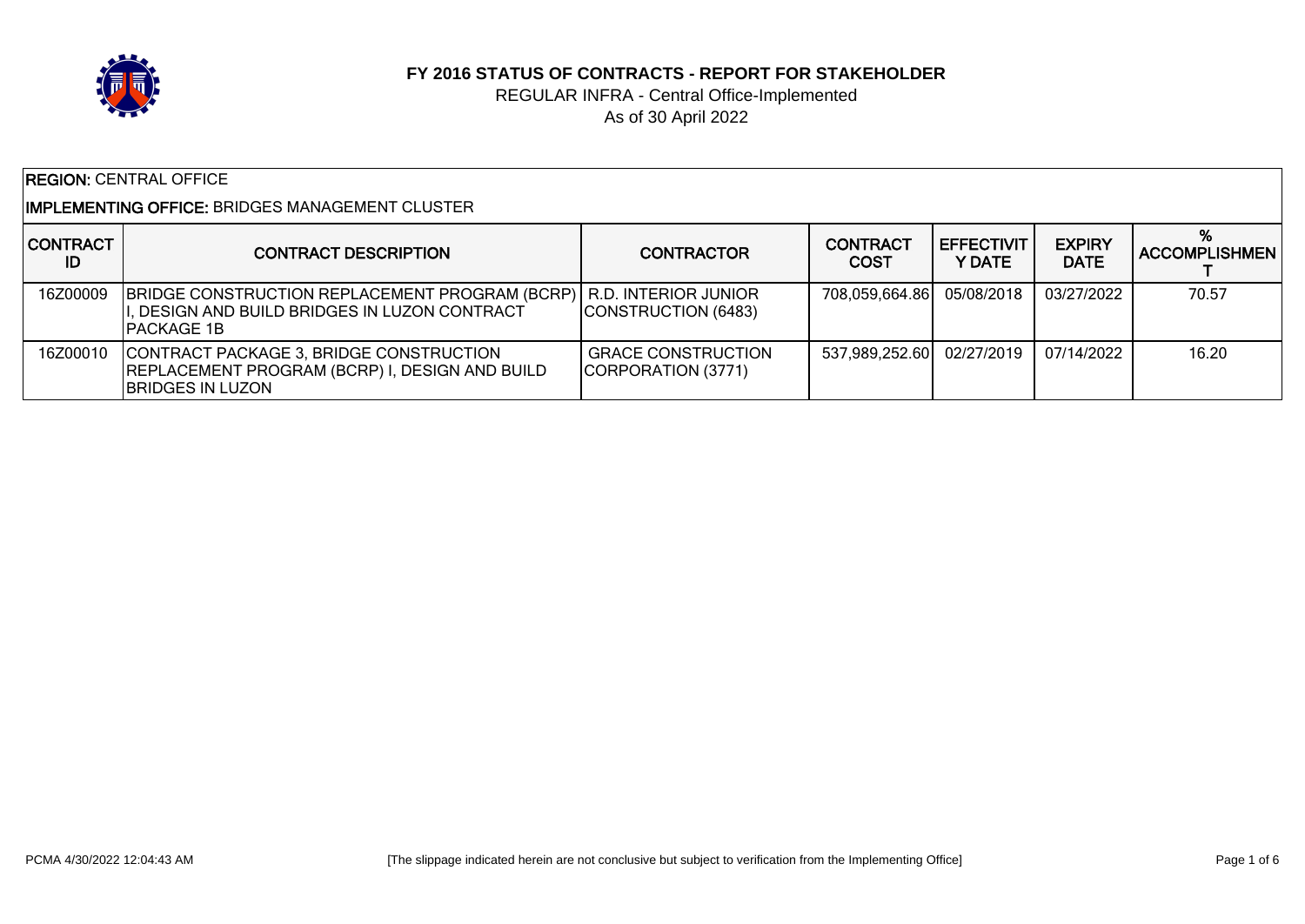# FY 2016 STATUS OF CONTRACTS - REPORT FOR STAKEHOLDER

REGULAR INFRA - Central Office-Implemented

As of 30 April 2022

**REGION:** CENTRAL OFFICE

**IMPLEMENTING OFFICE:** BRIDGES MANAGEMENT CLUSTER

| CONTRACT ID | CONTRACT DESCRIPTION | CONTRACTOR | CONTRACT COST | EFFECTIVITY DATE | EXPIRY DATE | % ACCOMPLISHMENT |
|---|---|---|---|---|---|---|
| 16Z00009 | BRIDGE CONSTRUCTION REPLACEMENT PROGRAM (BCRP) I, DESIGN AND BUILD BRIDGES IN LUZON CONTRACT PACKAGE 1B | R.D. INTERIOR JUNIOR CONSTRUCTION (6483) | 708,059,664.86 | 05/08/2018 | 03/27/2022 | 70.57 |
| 16Z00010 | CONTRACT PACKAGE 3, BRIDGE CONSTRUCTION REPLACEMENT PROGRAM (BCRP) I, DESIGN AND BUILD BRIDGES IN LUZON | GRACE CONSTRUCTION CORPORATION (3771) | 537,989,252.60 | 02/27/2019 | 07/14/2022 | 16.20 |

PCMA 4/30/2022 12:04:43 AM

[The slippage indicated herein are not conclusive but subject to verification from the Implementing Office]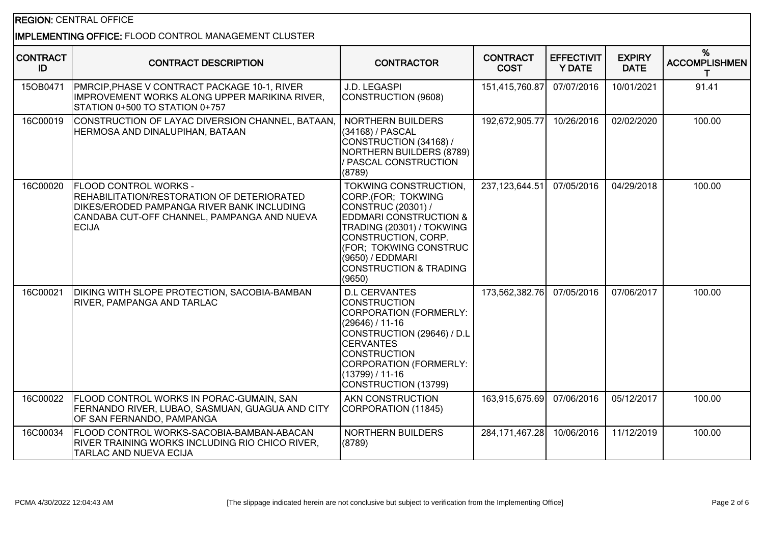**REGION:** CENTRAL OFFICE

**IMPLEMENTING OFFICE:** FLOOD CONTROL MANAGEMENT CLUSTER

| CONTRACT ID | CONTRACT DESCRIPTION | CONTRACTOR | CONTRACT COST | EFFECTIVITY DATE | EXPIRY DATE | % ACCOMPLISHMENT |
|---|---|---|---|---|---|---|
| 15OB0471 | PMRCIP,PHASE V CONTRACT PACKAGE 10-1, RIVER IMPROVEMENT WORKS ALONG UPPER MARIKINA RIVER, STATION 0+500 TO STATION 0+757 | J.D. LEGASPI CONSTRUCTION (9608) | 151,415,760.87 | 07/07/2016 | 10/01/2021 | 91.41 |
| 16C00019 | CONSTRUCTION OF LAYAC DIVERSION CHANNEL, BATAAN, HERMOSA AND DINALUPIHAN, BATAAN | NORTHERN BUILDERS (34168) / PASCAL CONSTRUCTION (34168) / NORTHERN BUILDERS (8789) / PASCAL CONSTRUCTION (8789) | 192,672,905.77 | 10/26/2016 | 02/02/2020 | 100.00 |
| 16C00020 | FLOOD CONTROL WORKS - REHABILITATION/RESTORATION OF DETERIORATED DIKES/ERODED PAMPANGA RIVER BANK INCLUDING CANDABA CUT-OFF CHANNEL, PAMPANGA AND NUEVA ECIJA | TOKWING CONSTRUCTION, CORP.(FOR; TOKWING CONSTRUC (20301) / EDDMARI CONSTRUCTION & TRADING (20301) / TOKWING CONSTRUCTION, CORP. (FOR; TOKWING CONSTRUC (9650) / EDDMARI CONSTRUCTION & TRADING (9650) | 237,123,644.51 | 07/05/2016 | 04/29/2018 | 100.00 |
| 16C00021 | DIKING WITH SLOPE PROTECTION, SACOBIA-BAMBAN RIVER, PAMPANGA AND TARLAC | D.L CERVANTES CONSTRUCTION CORPORATION (FORMERLY: (29646) / 11-16 CONSTRUCTION (29646) / D.L CERVANTES CONSTRUCTION CORPORATION (FORMERLY: (13799) / 11-16 CONSTRUCTION (13799) | 173,562,382.76 | 07/05/2016 | 07/06/2017 | 100.00 |
| 16C00022 | FLOOD CONTROL WORKS IN PORAC-GUMAIN, SAN FERNANDO RIVER, LUBAO, SASMUAN, GUAGUA AND CITY OF SAN FERNANDO, PAMPANGA | AKN CONSTRUCTION CORPORATION (11845) | 163,915,675.69 | 07/06/2016 | 05/12/2017 | 100.00 |
| 16C00034 | FLOOD CONTROL WORKS-SACOBIA-BAMBAN-ABACAN RIVER TRAINING WORKS INCLUDING RIO CHICO RIVER, TARLAC AND NUEVA ECIJA | NORTHERN BUILDERS (8789) | 284,171,467.28 | 10/06/2016 | 11/12/2019 | 100.00 |

[The slippage indicated herein are not conclusive but subject to verification from the Implementing Office]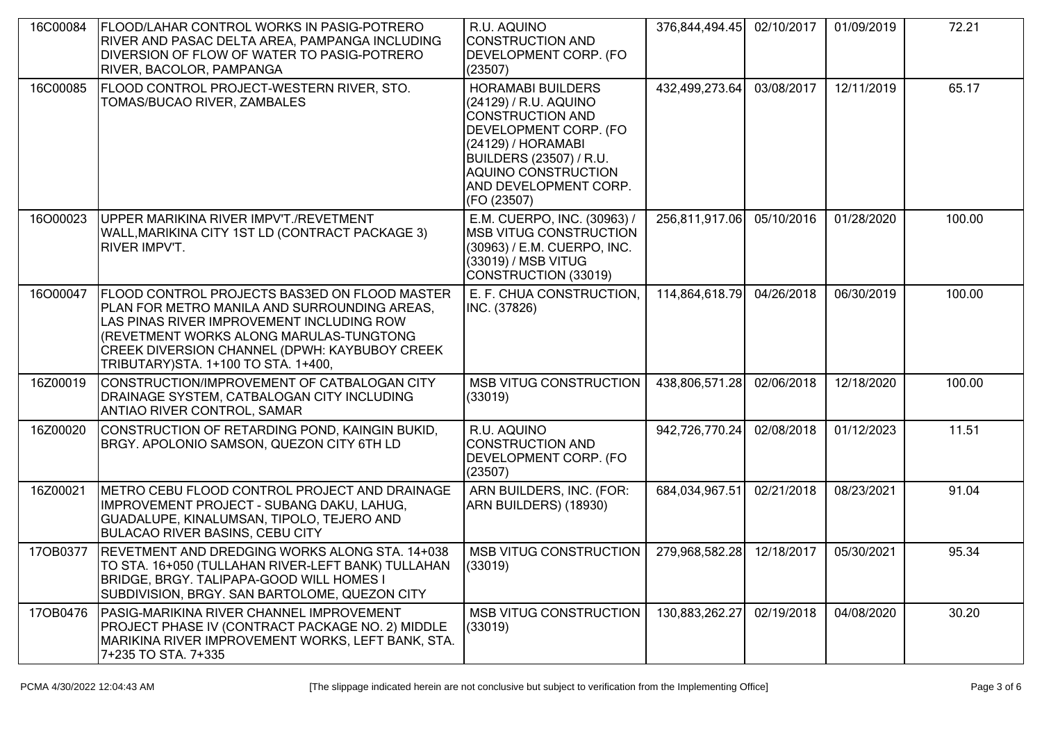| | | | | | | |
|---|---|---|---|---|---|---|
| 16C00084 | FLOOD/LAHAR CONTROL WORKS IN PASIG-POTRERO RIVER AND PASAC DELTA AREA, PAMPANGA INCLUDING DIVERSION OF FLOW OF WATER TO PASIG-POTRERO RIVER, BACOLOR, PAMPANGA | R.U. AQUINO CONSTRUCTION AND DEVELOPMENT CORP. (FO (23507) | 376,844,494.45 | 02/10/2017 | 01/09/2019 | 72.21 |
| 16C00085 | FLOOD CONTROL PROJECT-WESTERN RIVER, STO. TOMAS/BUCAO RIVER, ZAMBALES | HORAMABI BUILDERS (24129) / R.U. AQUINO CONSTRUCTION AND DEVELOPMENT CORP. (FO (24129) / HORAMABI BUILDERS (23507) / R.U. AQUINO CONSTRUCTION AND DEVELOPMENT CORP. (FO (23507) | 432,499,273.64 | 03/08/2017 | 12/11/2019 | 65.17 |
| 16O00023 | UPPER MARIKINA RIVER IMPV'T./REVETMENT WALL,MARIKINA CITY 1ST LD (CONTRACT PACKAGE 3) RIVER IMPV'T. | E.M. CUERPO, INC. (30963) / MSB VITUG CONSTRUCTION (30963) / E.M. CUERPO, INC. (33019) / MSB VITUG CONSTRUCTION (33019) | 256,811,917.06 | 05/10/2016 | 01/28/2020 | 100.00 |
| 16O00047 | FLOOD CONTROL PROJECTS BAS3ED ON FLOOD MASTER PLAN FOR METRO MANILA AND SURROUNDING AREAS, LAS PINAS RIVER IMPROVEMENT INCLUDING ROW (REVETMENT WORKS ALONG MARULAS-TUNGTONG CREEK DIVERSION CHANNEL (DPWH: KAYBUBOY CREEK TRIBUTARY)STA. 1+100 TO STA. 1+400, | E. F. CHUA CONSTRUCTION, INC. (37826) | 114,864,618.79 | 04/26/2018 | 06/30/2019 | 100.00 |
| 16Z00019 | CONSTRUCTION/IMPROVEMENT OF CATBALOGAN CITY DRAINAGE SYSTEM, CATBALOGAN CITY INCLUDING ANTIAO RIVER CONTROL, SAMAR | MSB VITUG CONSTRUCTION (33019) | 438,806,571.28 | 02/06/2018 | 12/18/2020 | 100.00 |
| 16Z00020 | CONSTRUCTION OF RETARDING POND, KAINGIN BUKID, BRGY. APOLONIO SAMSON, QUEZON CITY 6TH LD | R.U. AQUINO CONSTRUCTION AND DEVELOPMENT CORP. (FO (23507) | 942,726,770.24 | 02/08/2018 | 01/12/2023 | 11.51 |
| 16Z00021 | METRO CEBU FLOOD CONTROL PROJECT AND DRAINAGE IMPROVEMENT PROJECT - SUBANG DAKU, LAHUG, GUADALUPE, KINALUMSAN, TIPOLO, TEJERO AND BULACAO RIVER BASINS, CEBU CITY | ARN BUILDERS, INC. (FOR: ARN BUILDERS) (18930) | 684,034,967.51 | 02/21/2018 | 08/23/2021 | 91.04 |
| 17OB0377 | REVETMENT AND DREDGING WORKS ALONG STA. 14+038 TO STA. 16+050 (TULLAHAN RIVER-LEFT BANK) TULLAHAN BRIDGE, BRGY. TALIPAPA-GOOD WILL HOMES I SUBDIVISION, BRGY. SAN BARTOLOME, QUEZON CITY | MSB VITUG CONSTRUCTION (33019) | 279,968,582.28 | 12/18/2017 | 05/30/2021 | 95.34 |
| 17OB0476 | PASIG-MARIKINA RIVER CHANNEL IMPROVEMENT PROJECT PHASE IV (CONTRACT PACKAGE NO. 2) MIDDLE MARIKINA RIVER IMPROVEMENT WORKS, LEFT BANK, STA. 7+235 TO STA. 7+335 | MSB VITUG CONSTRUCTION (33019) | 130,883,262.27 | 02/19/2018 | 04/08/2020 | 30.20 |

PCMA 4/30/2022 12:04:43 AM [The slippage indicated herein are not conclusive but subject to verification from the Implementing Office]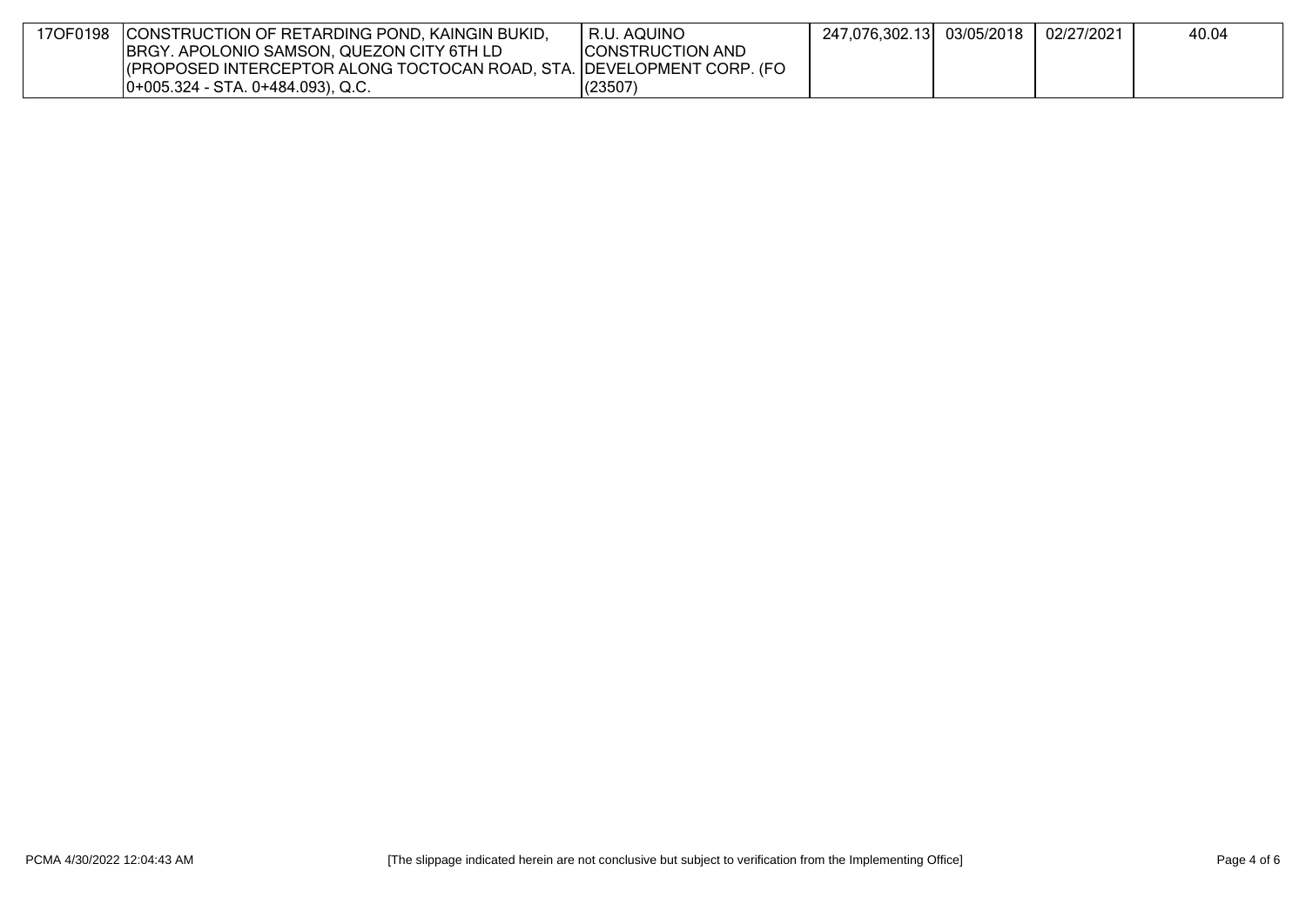| | | | | | | |
|---|---|---|---|---|---|---|
| 17OF0198 | CONSTRUCTION OF RETARDING POND, KAINGIN BUKID, BRGY. APOLONIO SAMSON, QUEZON CITY 6TH LD (PROPOSED INTERCEPTOR ALONG TOCTOCAN ROAD, STA. 0+005.324 - STA. 0+484.093), Q.C. | R.U. AQUINO CONSTRUCTION AND DEVELOPMENT CORP. (FO (23507) | 247,076,302.13 | 03/05/2018 | 02/27/2021 | 40.04 |

PCMA 4/30/2022 12:04:43 AM

[The slippage indicated herein are not conclusive but subject to verification from the Implementing Office]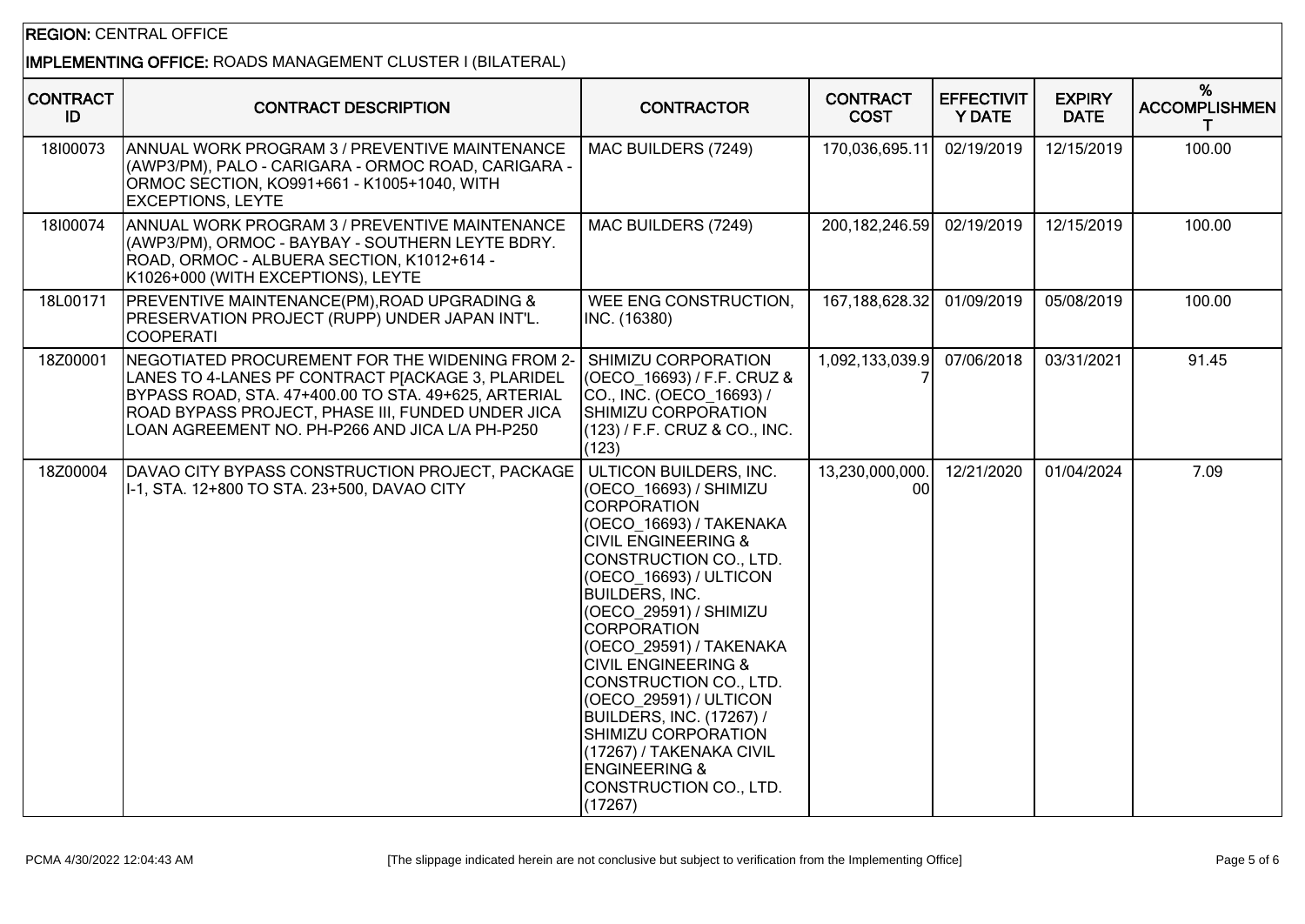**REGION:** CENTRAL OFFICE

**IMPLEMENTING OFFICE:** ROADS MANAGEMENT CLUSTER I (BILATERAL)

| CONTRACT ID | CONTRACT DESCRIPTION | CONTRACTOR | CONTRACT COST | EFFECTIVITY DATE | EXPIRY DATE | % ACCOMPLISHMENT |
|---|---|---|---|---|---|---|
| 18I00073 | ANNUAL WORK PROGRAM 3 / PREVENTIVE MAINTENANCE (AWP3/PM), PALO - CARIGARA - ORMOC ROAD, CARIGARA - ORMOC SECTION, KO991+661 - K1005+1040, WITH EXCEPTIONS, LEYTE | MAC BUILDERS (7249) | 170,036,695.11 | 02/19/2019 | 12/15/2019 | 100.00 |
| 18I00074 | ANNUAL WORK PROGRAM 3 / PREVENTIVE MAINTENANCE (AWP3/PM), ORMOC - BAYBAY - SOUTHERN LEYTE BDRY. ROAD, ORMOC - ALBUERA SECTION, K1012+614 - K1026+000 (WITH EXCEPTIONS), LEYTE | MAC BUILDERS (7249) | 200,182,246.59 | 02/19/2019 | 12/15/2019 | 100.00 |
| 18L00171 | PREVENTIVE MAINTENANCE(PM),ROAD UPGRADING & PRESERVATION PROJECT (RUPP) UNDER JAPAN INT'L. COOPERATI | WEE ENG CONSTRUCTION, INC. (16380) | 167,188,628.32 | 01/09/2019 | 05/08/2019 | 100.00 |
| 18Z00001 | NEGOTIATED PROCUREMENT FOR THE WIDENING FROM 2-LANES TO 4-LANES PF CONTRACT P[ACKAGE 3, PLARIDEL BYPASS ROAD, STA. 47+400.00 TO STA. 49+625, ARTERIAL ROAD BYPASS PROJECT, PHASE III, FUNDED UNDER JICA LOAN AGREEMENT NO. PH-P266 AND JICA L/A PH-P250 | SHIMIZU CORPORATION (OECO_16693) / F.F. CRUZ & CO., INC. (OECO_16693) / SHIMIZU CORPORATION (123) / F.F. CRUZ & CO., INC. (123) | 1,092,133,039.97 | 07/06/2018 | 03/31/2021 | 91.45 |
| 18Z00004 | DAVAO CITY BYPASS CONSTRUCTION PROJECT, PACKAGE I-1, STA. 12+800 TO STA. 23+500, DAVAO CITY | ULTICON BUILDERS, INC. (OECO_16693) / SHIMIZU CORPORATION (OECO_16693) / TAKENAKA CIVIL ENGINEERING & CONSTRUCTION CO., LTD. (OECO_16693) / ULTICON BUILDERS, INC. (OECO_29591) / SHIMIZU CORPORATION (OECO_29591) / TAKENAKA CIVIL ENGINEERING & CONSTRUCTION CO., LTD. (OECO_29591) / ULTICON BUILDERS, INC. (17267) / SHIMIZU CORPORATION (17267) / TAKENAKA CIVIL ENGINEERING & CONSTRUCTION CO., LTD. (17267) | 13,230,000,000.00 | 12/21/2020 | 01/04/2024 | 7.09 |

[The slippage indicated herein are not conclusive but subject to verification from the Implementing Office]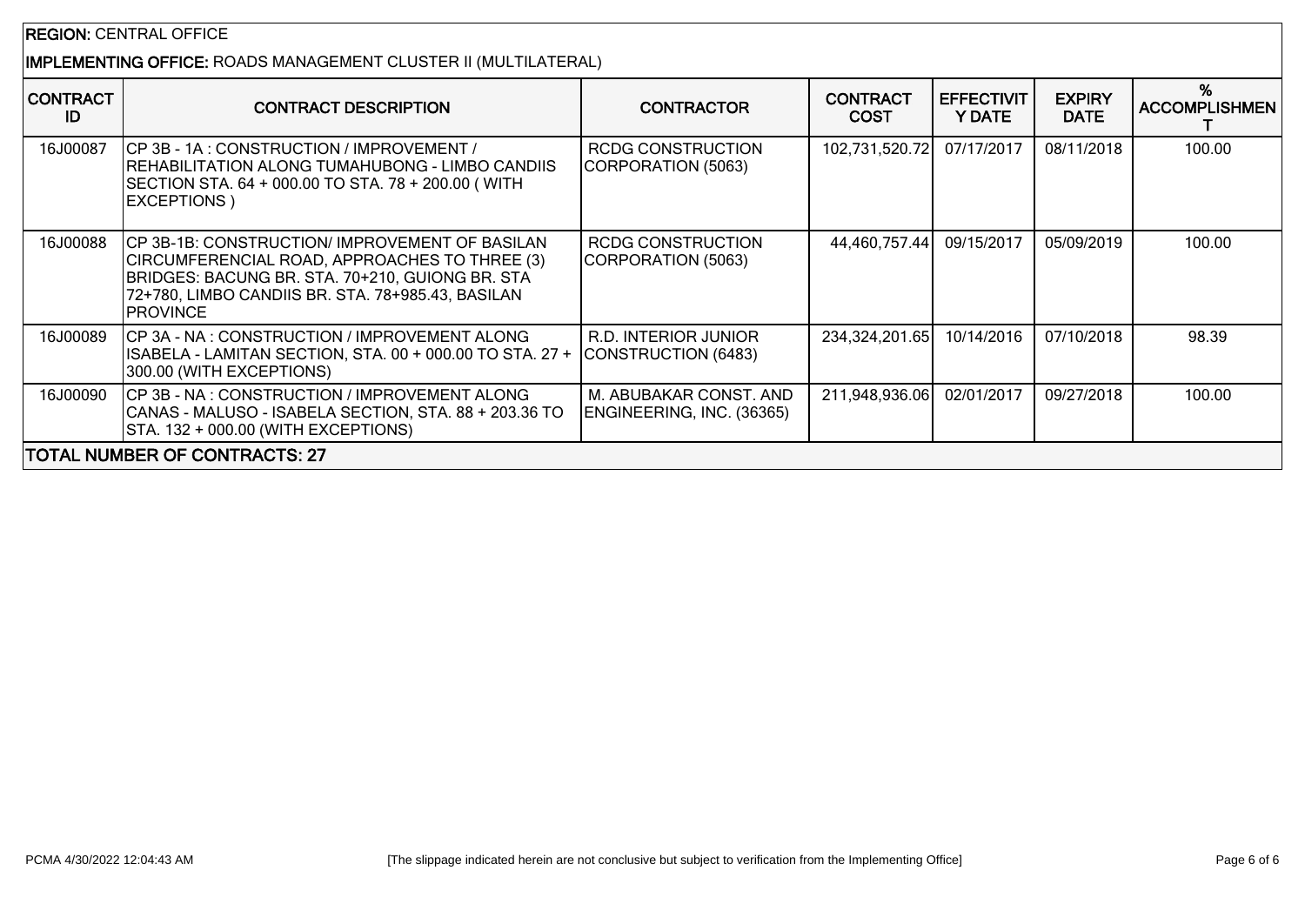**REGION:** CENTRAL OFFICE

**IMPLEMENTING OFFICE:** ROADS MANAGEMENT CLUSTER II (MULTILATERAL)

| CONTRACT ID | CONTRACT DESCRIPTION | CONTRACTOR | CONTRACT COST | EFFECTIVITY DATE | EXPIRY DATE | % ACCOMPLISHMENT |
|---|---|---|---|---|---|---|
| 16J00087 | CP 3B - 1A : CONSTRUCTION / IMPROVEMENT / REHABILITATION ALONG TUMAHUBONG - LIMBO CANDIIS SECTION STA. 64 + 000.00 TO STA. 78 + 200.00 ( WITH EXCEPTIONS ) | RCDG CONSTRUCTION CORPORATION (5063) | 102,731,520.72 | 07/17/2017 | 08/11/2018 | 100.00 |
| 16J00088 | CP 3B-1B: CONSTRUCTION/ IMPROVEMENT OF BASILAN CIRCUMFERENCIAL ROAD, APPROACHES TO THREE (3) BRIDGES: BACUNG BR. STA. 70+210, GUIONG BR. STA 72+780, LIMBO CANDIIS BR. STA. 78+985.43, BASILAN PROVINCE | RCDG CONSTRUCTION CORPORATION (5063) | 44,460,757.44 | 09/15/2017 | 05/09/2019 | 100.00 |
| 16J00089 | CP 3A - NA : CONSTRUCTION / IMPROVEMENT ALONG ISABELA - LAMITAN SECTION, STA. 00 + 000.00 TO STA. 27 + 300.00 (WITH EXCEPTIONS) | R.D. INTERIOR JUNIOR CONSTRUCTION (6483) | 234,324,201.65 | 10/14/2016 | 07/10/2018 | 98.39 |
| 16J00090 | CP 3B - NA : CONSTRUCTION / IMPROVEMENT ALONG CANAS - MALUSO - ISABELA SECTION, STA. 88 + 203.36 TO STA. 132 + 000.00 (WITH EXCEPTIONS) | M. ABUBAKAR CONST. AND ENGINEERING, INC. (36365) | 211,948,936.06 | 02/01/2017 | 09/27/2018 | 100.00 |

**TOTAL NUMBER OF CONTRACTS: 27**

PCMA 4/30/2022 12:04:43 AM

[The slippage indicated herein are not conclusive but subject to verification from the Implementing Office]